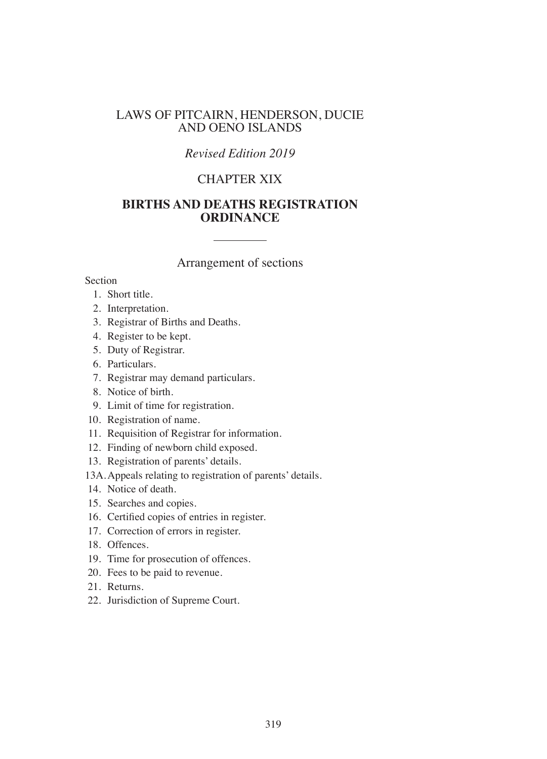# LAWS OF PITCAIRN, HENDERSON, DUCIE AND OENO ISLANDS

*Revised Edition 2019*

## CHAPTER XIX

## BIRTHS AND DEATHS REGISTRATION ORDINANCE

---

### Arrangement of sections

Section

1. Short title.
2. Interpretation.
3. Registrar of Births and Deaths.
4. Register to be kept.
5. Duty of Registrar.
6. Particulars.
7. Registrar may demand particulars.
8. Notice of birth.
9. Limit of time for registration.
10. Registration of name.
11. Requisition of Registrar for information.
12. Finding of newborn child exposed.
13. Registration of parents' details.

13A. Appeals relating to registration of parents' details.

14. Notice of death.
15. Searches and copies.
16. Certified copies of entries in register.
17. Correction of errors in register.
18. Offences.
19. Time for prosecution of offences.
20. Fees to be paid to revenue.
21. Returns.
22. Jurisdiction of Supreme Court.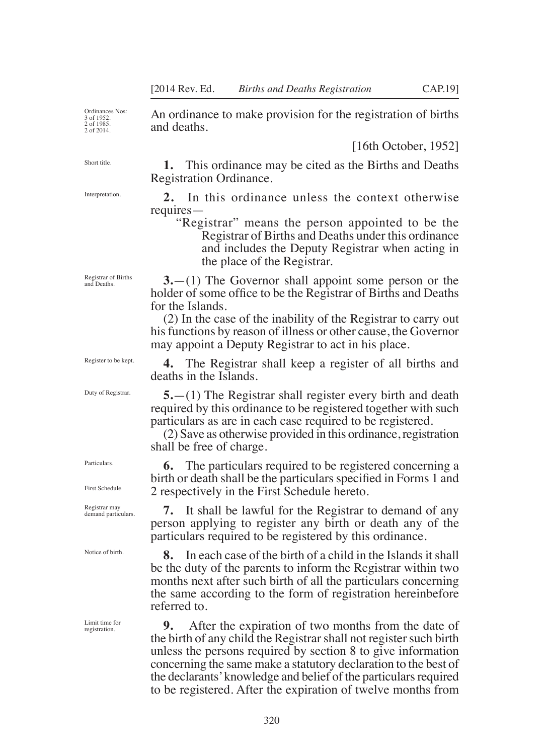Ordinances Nos: 3 of 1952. 2 of 1985. 2 of 2014.

An ordinance to make provision for the registration of births and deaths.

[16th October, 1952]

*Short title.*

**1.** This ordinance may be cited as the Births and Deaths Registration Ordinance.

*Interpretation.*

**2.** In this ordinance unless the context otherwise requires—

"Registrar" means the person appointed to be the Registrar of Births and Deaths under this ordinance and includes the Deputy Registrar when acting in the place of the Registrar.

*Registrar of Births and Deaths.*

**3.**—(1) The Governor shall appoint some person or the holder of some office to be the Registrar of Births and Deaths for the Islands.

(2) In the case of the inability of the Registrar to carry out his functions by reason of illness or other cause, the Governor may appoint a Deputy Registrar to act in his place.

*Register to be kept.*

**4.** The Registrar shall keep a register of all births and deaths in the Islands.

*Duty of Registrar.*

**5.**—(1) The Registrar shall register every birth and death required by this ordinance to be registered together with such particulars as are in each case required to be registered.

(2) Save as otherwise provided in this ordinance, registration shall be free of charge.

*Particulars.*

*First Schedule*

**6.** The particulars required to be registered concerning a birth or death shall be the particulars specified in Forms 1 and 2 respectively in the First Schedule hereto.

*Registrar may demand particulars.*

**7.** It shall be lawful for the Registrar to demand of any person applying to register any birth or death any of the particulars required to be registered by this ordinance.

*Notice of birth.*

**8.** In each case of the birth of a child in the Islands it shall be the duty of the parents to inform the Registrar within two months next after such birth of all the particulars concerning the same according to the form of registration hereinbefore referred to.

*Limit time for registration.*

**9.** After the expiration of two months from the date of the birth of any child the Registrar shall not register such birth unless the persons required by section 8 to give information concerning the same make a statutory declaration to the best of the declarants' knowledge and belief of the particulars required to be registered. After the expiration of twelve months from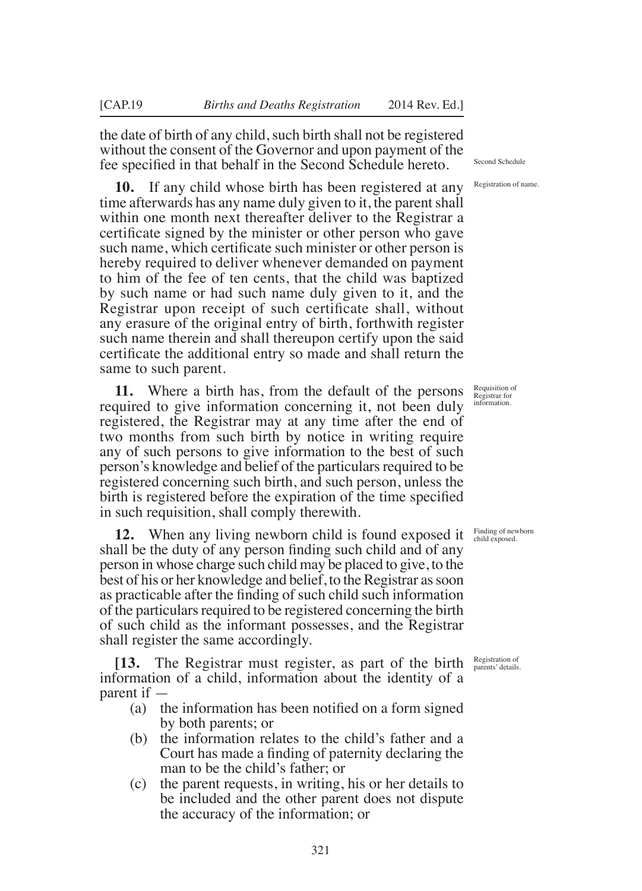the date of birth of any child, such birth shall not be registered without the consent of the Governor and upon payment of the fee specified in that behalf in the Second Schedule hereto.

Second Schedule

Registration of name.

**10.** If any child whose birth has been registered at any time afterwards has any name duly given to it, the parent shall within one month next thereafter deliver to the Registrar a certificate signed by the minister or other person who gave such name, which certificate such minister or other person is hereby required to deliver whenever demanded on payment to him of the fee of ten cents, that the child was baptized by such name or had such name duly given to it, and the Registrar upon receipt of such certificate shall, without any erasure of the original entry of birth, forthwith register such name therein and shall thereupon certify upon the said certificate the additional entry so made and shall return the same to such parent.

Requisition of Registrar for information.

**11.** Where a birth has, from the default of the persons required to give information concerning it, not been duly registered, the Registrar may at any time after the end of two months from such birth by notice in writing require any of such persons to give information to the best of such person's knowledge and belief of the particulars required to be registered concerning such birth, and such person, unless the birth is registered before the expiration of the time specified in such requisition, shall comply therewith.

Finding of newborn child exposed.

**12.** When any living newborn child is found exposed it shall be the duty of any person finding such child and of any person in whose charge such child may be placed to give, to the best of his or her knowledge and belief, to the Registrar as soon as practicable after the finding of such child such information of the particulars required to be registered concerning the birth of such child as the informant possesses, and the Registrar shall register the same accordingly.

Registration of parents' details.

**[13.** The Registrar must register, as part of the birth information of a child, information about the identity of a parent if —

(a) the information has been notified on a form signed by both parents; or

(b) the information relates to the child's father and a Court has made a finding of paternity declaring the man to be the child's father; or

(c) the parent requests, in writing, his or her details to be included and the other parent does not dispute the accuracy of the information; or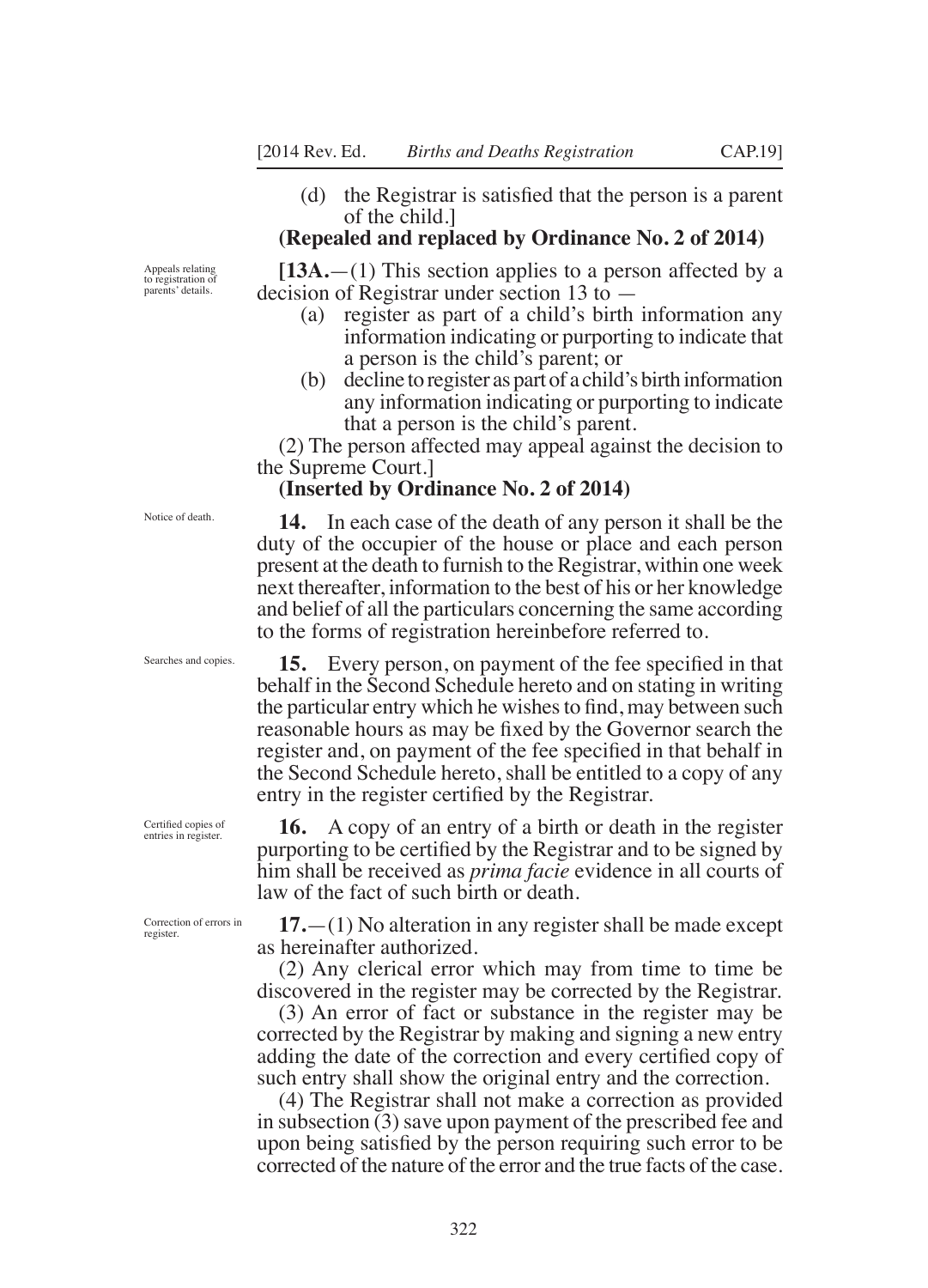(d) the Registrar is satisfied that the person is a parent of the child.]

**(Repealed and replaced by Ordinance No. 2 of 2014)**

Appeals relating to registration of parents' details.

**[13A.**—(1) This section applies to a person affected by a decision of Registrar under section 13 to —

(a) register as part of a child's birth information any information indicating or purporting to indicate that a person is the child's parent; or

(b) decline to register as part of a child's birth information any information indicating or purporting to indicate that a person is the child's parent.

(2) The person affected may appeal against the decision to the Supreme Court.]

**(Inserted by Ordinance No. 2 of 2014)**

Notice of death.

**14.** In each case of the death of any person it shall be the duty of the occupier of the house or place and each person present at the death to furnish to the Registrar, within one week next thereafter, information to the best of his or her knowledge and belief of all the particulars concerning the same according to the forms of registration hereinbefore referred to.

Searches and copies.

**15.** Every person, on payment of the fee specified in that behalf in the Second Schedule hereto and on stating in writing the particular entry which he wishes to find, may between such reasonable hours as may be fixed by the Governor search the register and, on payment of the fee specified in that behalf in the Second Schedule hereto, shall be entitled to a copy of any entry in the register certified by the Registrar.

Certified copies of entries in register.

**16.** A copy of an entry of a birth or death in the register purporting to be certified by the Registrar and to be signed by him shall be received as *prima facie* evidence in all courts of law of the fact of such birth or death.

Correction of errors in register.

**17.**—(1) No alteration in any register shall be made except as hereinafter authorized.

(2) Any clerical error which may from time to time be discovered in the register may be corrected by the Registrar.

(3) An error of fact or substance in the register may be corrected by the Registrar by making and signing a new entry adding the date of the correction and every certified copy of such entry shall show the original entry and the correction.

(4) The Registrar shall not make a correction as provided in subsection (3) save upon payment of the prescribed fee and upon being satisfied by the person requiring such error to be corrected of the nature of the error and the true facts of the case.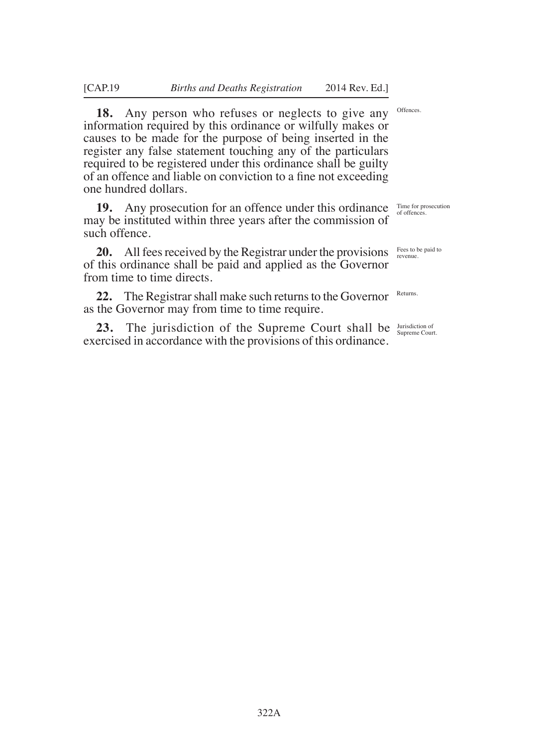**18.** Any person who refuses or neglects to give any information required by this ordinance or wilfully makes or causes to be made for the purpose of being inserted in the register any false statement touching any of the particulars required to be registered under this ordinance shall be guilty of an offence and liable on conviction to a fine not exceeding one hundred dollars. *Offences.*

**19.** Any prosecution for an offence under this ordinance may be instituted within three years after the commission of such offence. *Time for prosecution of offences.*

**20.** All fees received by the Registrar under the provisions of this ordinance shall be paid and applied as the Governor from time to time directs. *Fees to be paid to revenue.*

**22.** The Registrar shall make such returns to the Governor as the Governor may from time to time require. *Returns.*

**23.** The jurisdiction of the Supreme Court shall be exercised in accordance with the provisions of this ordinance. *Jurisdiction of Supreme Court.*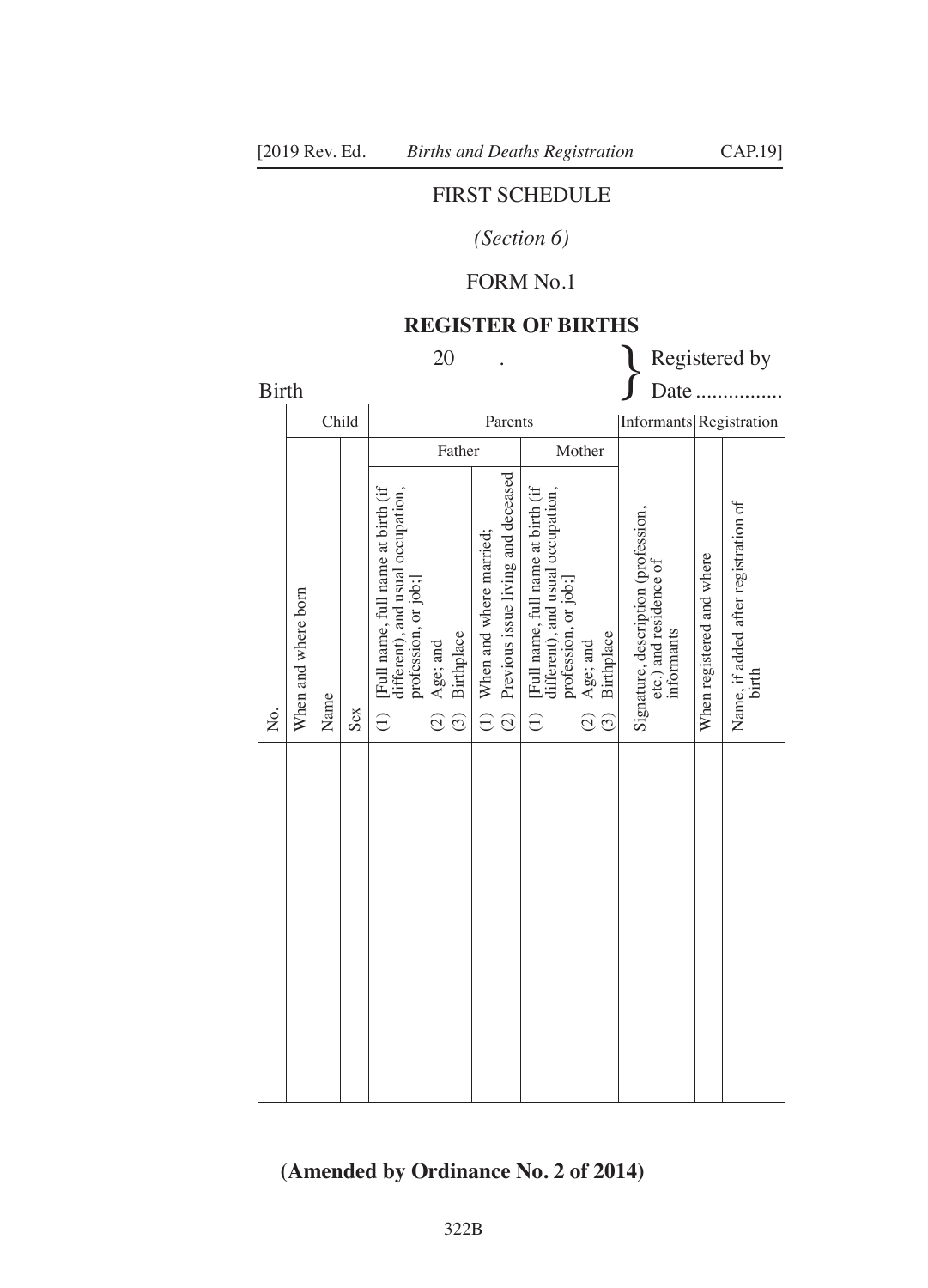# FIRST SCHEDULE

*(Section 6)*

FORM No.1

## REGISTER OF BIRTHS

20 .

Birth

Registered by
Date ................

| No. | Child | | | Parents | | | Informants | Registration | |
|---|---|---|---|---|---|---|---|---|---|
| | | | | Father | | Mother | | | |
| | When and where born | Name | Sex | (1) [Full name, full name at birth (if different), and usual occupation, profession, or job;] (2) Age; and (3) Birthplace | (1) When and where married; (2) Previous issue living and deceased | (1) [Full name, full name at birth (if different), and usual occupation, profession, or job;] (2) Age; and (3) Birthplace | Signature, description (profession, etc.) and residence of informants | When registered and where | Name, if added after registration of birth |
| | | | | | | | | | |

**(Amended by Ordinance No. 2 of 2014)**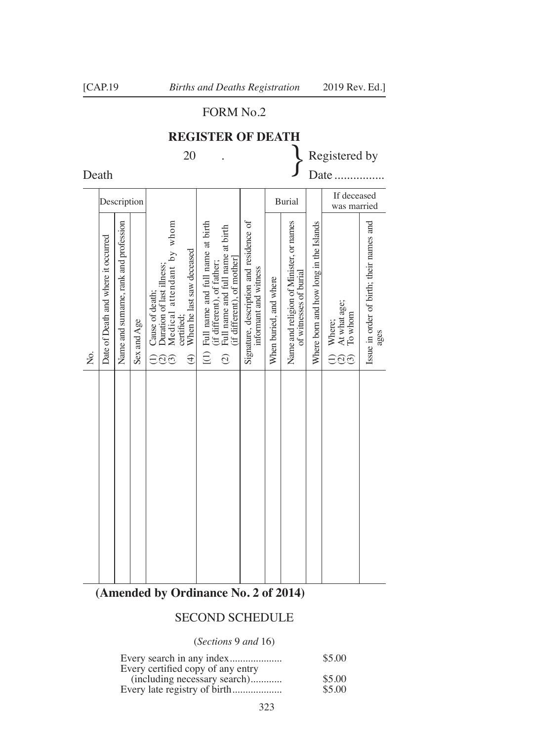## FORM No.2

### REGISTER OF DEATH

20 .

Death

Registered by
Date ................

| No. | Description | | | (1) Cause of death; (2) Duration of last illness; (3) Medical attendant by whom certified; (4) When he last saw deceased | (1) Full name and full name at birth (if different), of father; (2) Full name and full name at birth (if different), of mother | Signature, description and residence of informant and witness | Burial | | Where born and how long in the Islands | If deceased was married | |
|---|---|---|---|---|---|---|---|---|---|---|---|
| | Date of Death and where it occurred | Name and surname, rank and profession | Sex and Age | | | | When buried, and where | Name and religion of Minister, or names of witnesses of burial | | (1) Where; (2) At what age; (3) To whom | Issue in order of birth; their names and ages |
| | | | | | | | | | | | |

**(Amended by Ordinance No. 2 of 2014)**

## SECOND SCHEDULE

(*Sections* 9 *and* 16)

| | |
|---|---|
| Every search in any index.................... | $5.00 |
| Every certified copy of any entry (including necessary search)............ | $5.00 |
| Every late registry of birth................... | $5.00 |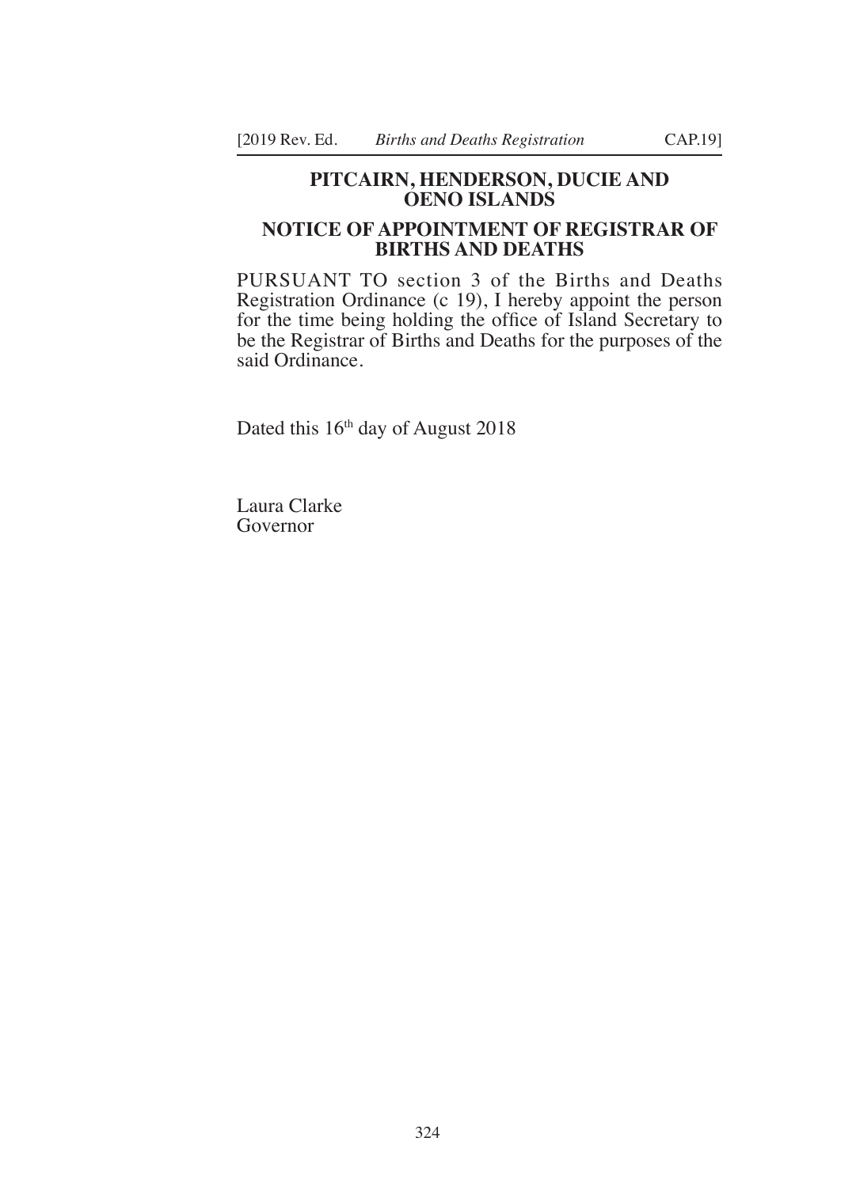## PITCAIRN, HENDERSON, DUCIE AND OENO ISLANDS

## NOTICE OF APPOINTMENT OF REGISTRAR OF BIRTHS AND DEATHS

PURSUANT TO section 3 of the Births and Deaths Registration Ordinance (c 19), I hereby appoint the person for the time being holding the office of Island Secretary to be the Registrar of Births and Deaths for the purposes of the said Ordinance.

Dated this 16th day of August 2018

Laura Clarke
Governor